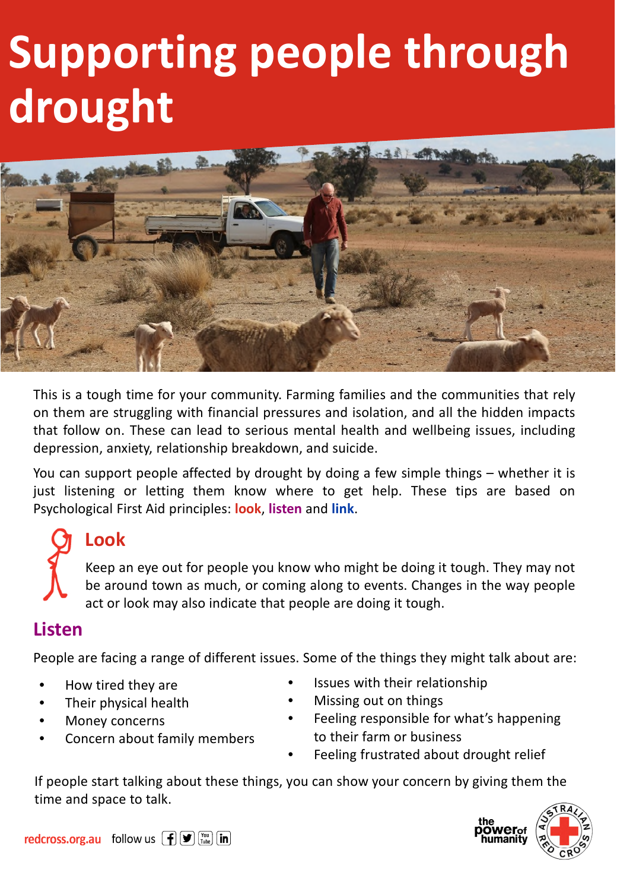# Supporting people through drought

This is a tough time for your community. Farming families and the communities that rely on them are struggling with financial pressures and isolation, and all the hidden impacts that follow on. These can lead to serious mental health and wellbeing issues, including depression, anxiety, relationship breakdown, and suicide.

You can support people affected by drought by doing a few simple things – whether it is just listening or letting them know where to get help. These tips are based on Psychological First Aid principles: **look**, **listen** and **link**.

## Look

Keep an eye out for people you know who might be doing it tough. They may not be around town as much, or coming along to events. Changes in the way people act or look may also indicate that people are doing it tough.

## Listen

People are facing a range of different issues. Some of the things they might talk about are:

- How tired they are
- Their physical health
- Money concerns
- Concern about family members
- Issues with their relationship
- Missing out on things
- Feeling responsible for what's happening to their farm or business
- Feeling frustrated about drought relief

If people start talking about these things, you can show your concern by giving them the time and space to talk.

redcross.org.au follow us

the power of humanity

AUSTRALIAN RED CROSS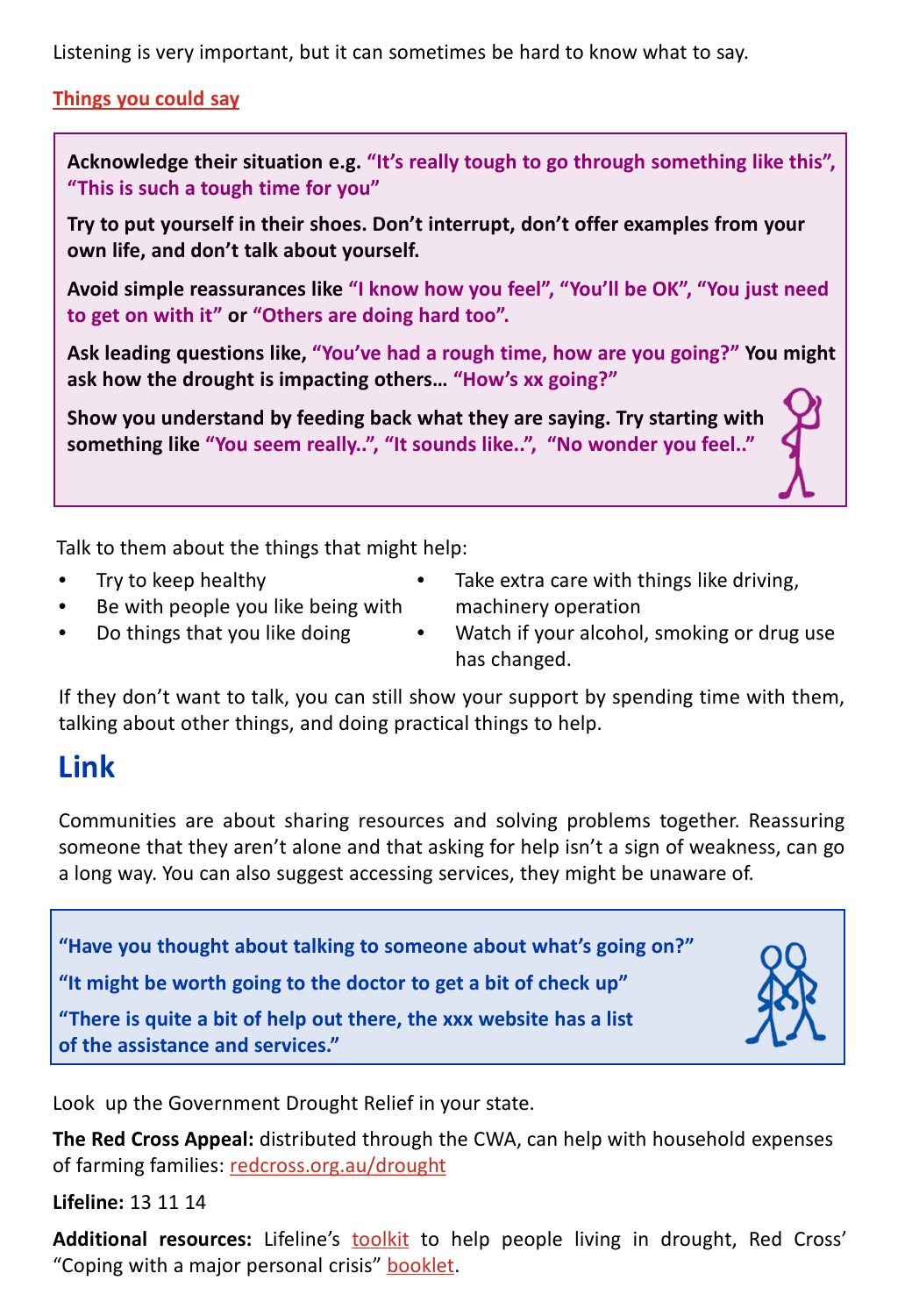Listening is very important, but it can sometimes be hard to know what to say.

**Things you could say**

**Acknowledge their situation e.g. "It's really tough to go through something like this", "This is such a tough time for you"**

**Try to put yourself in their shoes. Don't interrupt, don't offer examples from your own life, and don't talk about yourself.**

**Avoid simple reassurances like "I know how you feel", "You'll be OK", "You just need to get on with it" or "Others are doing hard too".**

**Ask leading questions like, "You've had a rough time, how are you going?" You might ask how the drought is impacting others… "How's xx going?"**

**Show you understand by feeding back what they are saying. Try starting with something like "You seem really..", "It sounds like..", "No wonder you feel.."**

Talk to them about the things that might help:

- Try to keep healthy
- Be with people you like being with
- Do things that you like doing
- Take extra care with things like driving, machinery operation
- Watch if your alcohol, smoking or drug use has changed.

If they don't want to talk, you can still show your support by spending time with them, talking about other things, and doing practical things to help.

## Link

Communities are about sharing resources and solving problems together. Reassuring someone that they aren't alone and that asking for help isn't a sign of weakness, can go a long way. You can also suggest accessing services, they might be unaware of.

**"Have you thought about talking to someone about what's going on?"**

**"It might be worth going to the doctor to get a bit of check up"**

**"There is quite a bit of help out there, the xxx website has a list of the assistance and services."**

Look up the Government Drought Relief in your state.

**The Red Cross Appeal:** distributed through the CWA, can help with household expenses of farming families: redcross.org.au/drought

**Lifeline:** 13 11 14

**Additional resources:** Lifeline's toolkit to help people living in drought, Red Cross' "Coping with a major personal crisis" booklet.